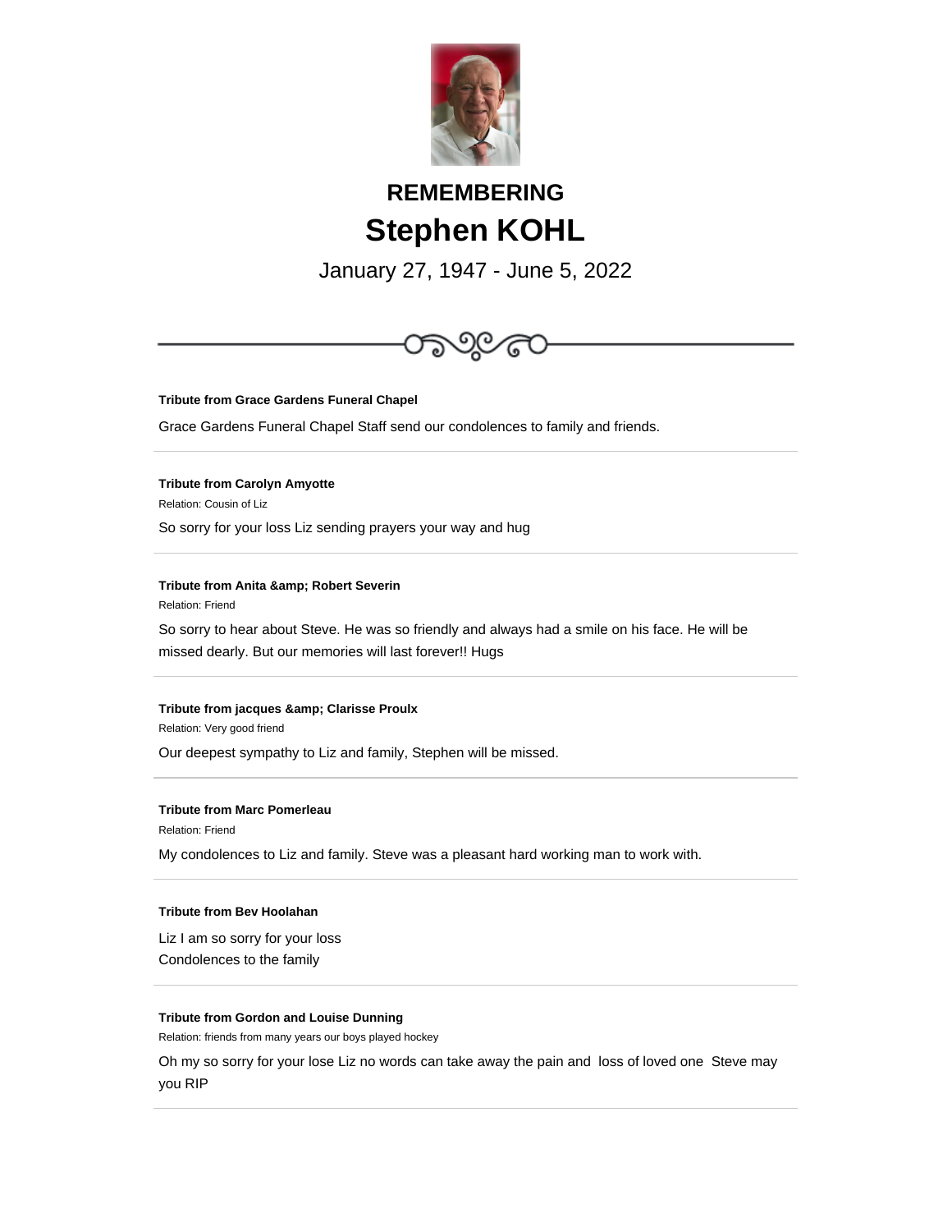# REMEMBERING

# Stephen KOHL

January 27, 1947 - June 5, 2022

---

**Tribute from Grace Gardens Funeral Chapel**

Grace Gardens Funeral Chapel Staff send our condolences to family and friends.

---

**Tribute from Carolyn Amyotte**

Relation: Cousin of Liz

So sorry for your loss Liz sending prayers your way and hug

---

**Tribute from Anita &amp; Robert Severin**

Relation: Friend

So sorry to hear about Steve. He was so friendly and always had a smile on his face. He will be missed dearly. But our memories will last forever!! Hugs

---

**Tribute from jacques &amp; Clarisse Proulx**

Relation: Very good friend

Our deepest sympathy to Liz and family, Stephen will be missed.

---

**Tribute from Marc Pomerleau**

Relation: Friend

My condolences to Liz and family. Steve was a pleasant hard working man to work with.

---

**Tribute from Bev Hoolahan**

Liz I am so sorry for your loss
Condolences to the family

---

**Tribute from Gordon and Louise Dunning**

Relation: friends from many years our boys played hockey

Oh my so sorry for your lose Liz no words can take away the pain and loss of loved one Steve may you RIP

---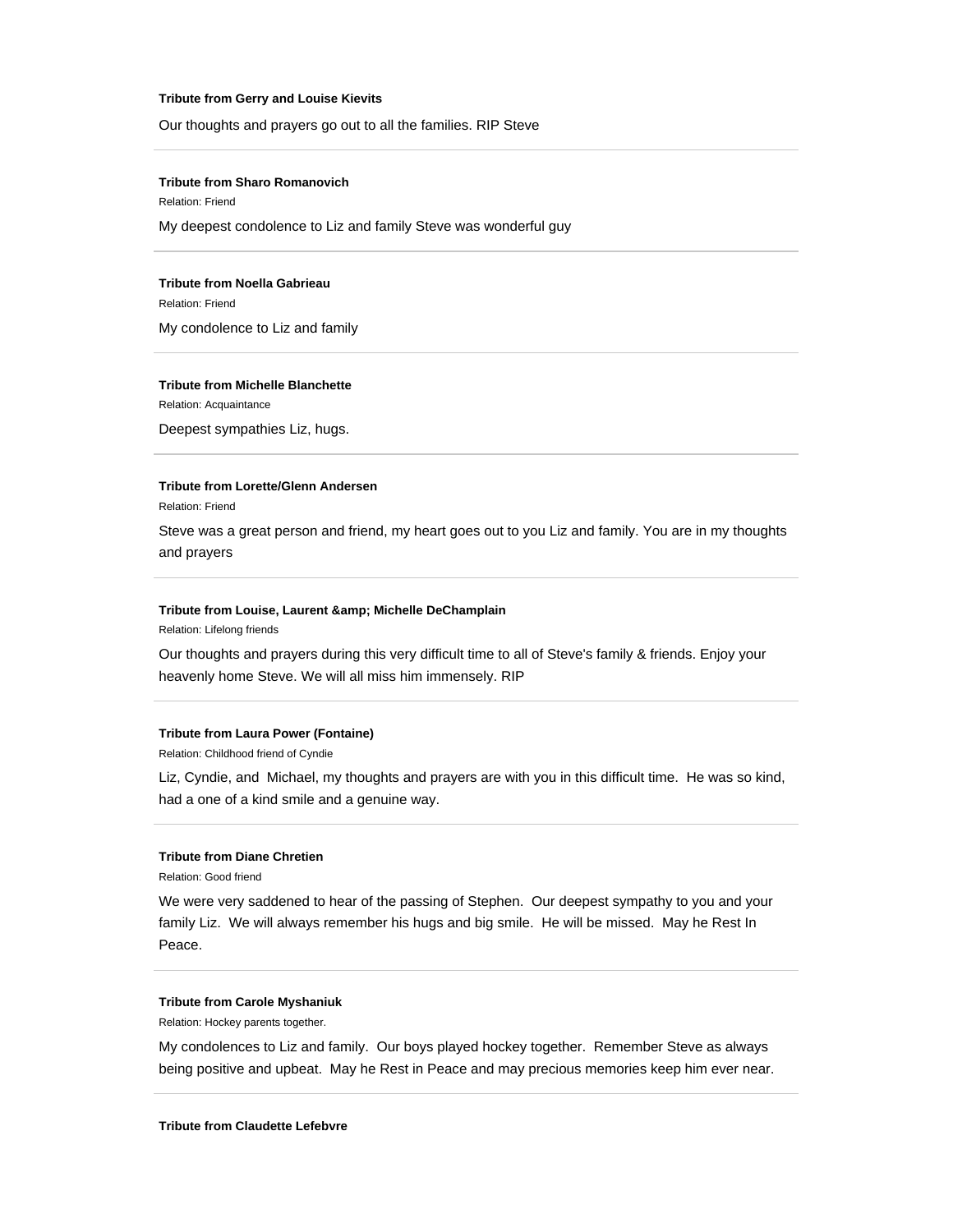**Tribute from Gerry and Louise Kievits**

Our thoughts and prayers go out to all the families. RIP Steve

---

**Tribute from Sharo Romanovich**

Relation: Friend

My deepest condolence to Liz and family Steve was wonderful guy

---

**Tribute from Noella Gabrieau**

Relation: Friend

My condolence to Liz and family

---

**Tribute from Michelle Blanchette**

Relation: Acquaintance

Deepest sympathies Liz, hugs.

---

**Tribute from Lorette/Glenn Andersen**

Relation: Friend

Steve was a great person and friend, my heart goes out to you Liz and family. You are in my thoughts and prayers

---

**Tribute from Louise, Laurent &amp; Michelle DeChamplain**

Relation: Lifelong friends

Our thoughts and prayers during this very difficult time to all of Steve's family & friends. Enjoy your heavenly home Steve. We will all miss him immensely. RIP

---

**Tribute from Laura Power (Fontaine)**

Relation: Childhood friend of Cyndie

Liz, Cyndie, and Michael, my thoughts and prayers are with you in this difficult time. He was so kind, had a one of a kind smile and a genuine way.

---

**Tribute from Diane Chretien**

Relation: Good friend

We were very saddened to hear of the passing of Stephen. Our deepest sympathy to you and your family Liz. We will always remember his hugs and big smile. He will be missed. May he Rest In Peace.

---

**Tribute from Carole Myshaniuk**

Relation: Hockey parents together.

My condolences to Liz and family. Our boys played hockey together. Remember Steve as always being positive and upbeat. May he Rest in Peace and may precious memories keep him ever near.

---

**Tribute from Claudette Lefebvre**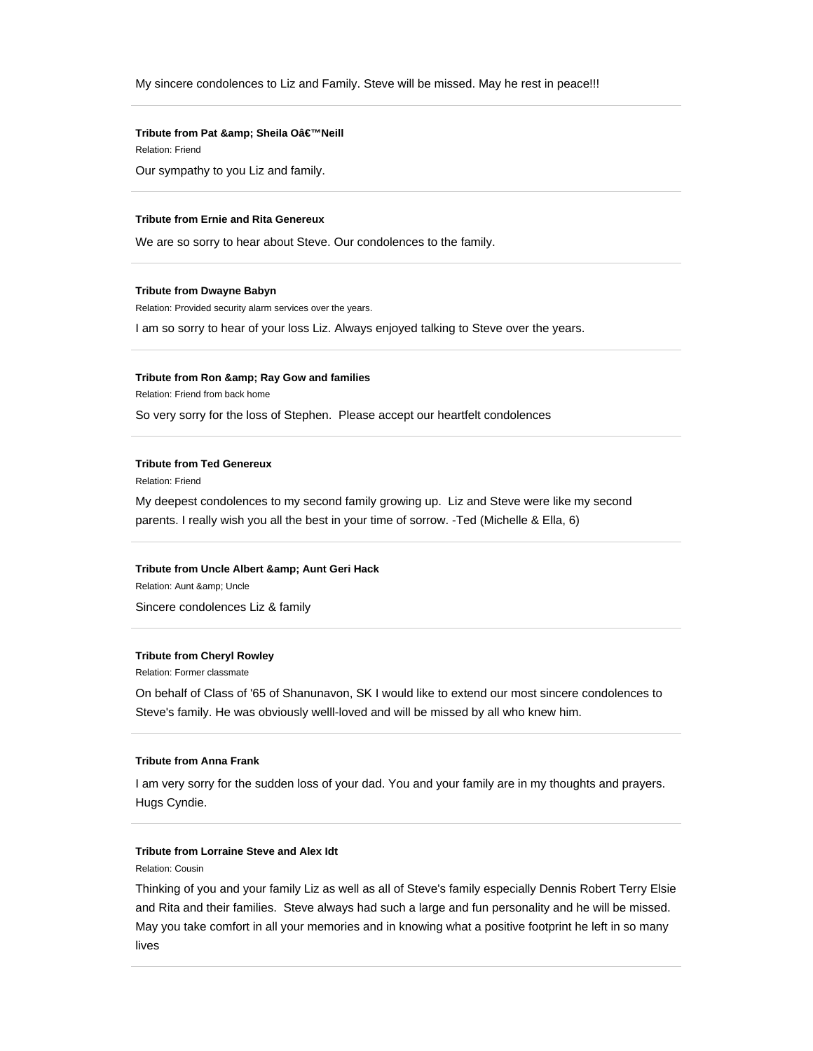My sincere condolences to Liz and Family. Steve will be missed. May he rest in peace!!!

---

**Tribute from Pat &amp; Sheila Oâ€™Neill**

Relation: Friend

Our sympathy to you Liz and family.

---

**Tribute from Ernie and Rita Genereux**

We are so sorry to hear about Steve. Our condolences to the family.

---

**Tribute from Dwayne Babyn**

Relation: Provided security alarm services over the years.

I am so sorry to hear of your loss Liz. Always enjoyed talking to Steve over the years.

---

**Tribute from Ron &amp; Ray Gow and families**

Relation: Friend from back home

So very sorry for the loss of Stephen. Please accept our heartfelt condolences

---

**Tribute from Ted Genereux**

Relation: Friend

My deepest condolences to my second family growing up. Liz and Steve were like my second parents. I really wish you all the best in your time of sorrow. -Ted (Michelle & Ella, 6)

---

**Tribute from Uncle Albert &amp; Aunt Geri Hack**

Relation: Aunt &amp; Uncle

Sincere condolences Liz & family

---

**Tribute from Cheryl Rowley**

Relation: Former classmate

On behalf of Class of '65 of Shanunavon, SK I would like to extend our most sincere condolences to Steve's family. He was obviously welll-loved and will be missed by all who knew him.

---

**Tribute from Anna Frank**

I am very sorry for the sudden loss of your dad. You and your family are in my thoughts and prayers. Hugs Cyndie.

---

**Tribute from Lorraine Steve and Alex Idt**

Relation: Cousin

Thinking of you and your family Liz as well as all of Steve's family especially Dennis Robert Terry Elsie and Rita and their families. Steve always had such a large and fun personality and he will be missed. May you take comfort in all your memories and in knowing what a positive footprint he left in so many lives

---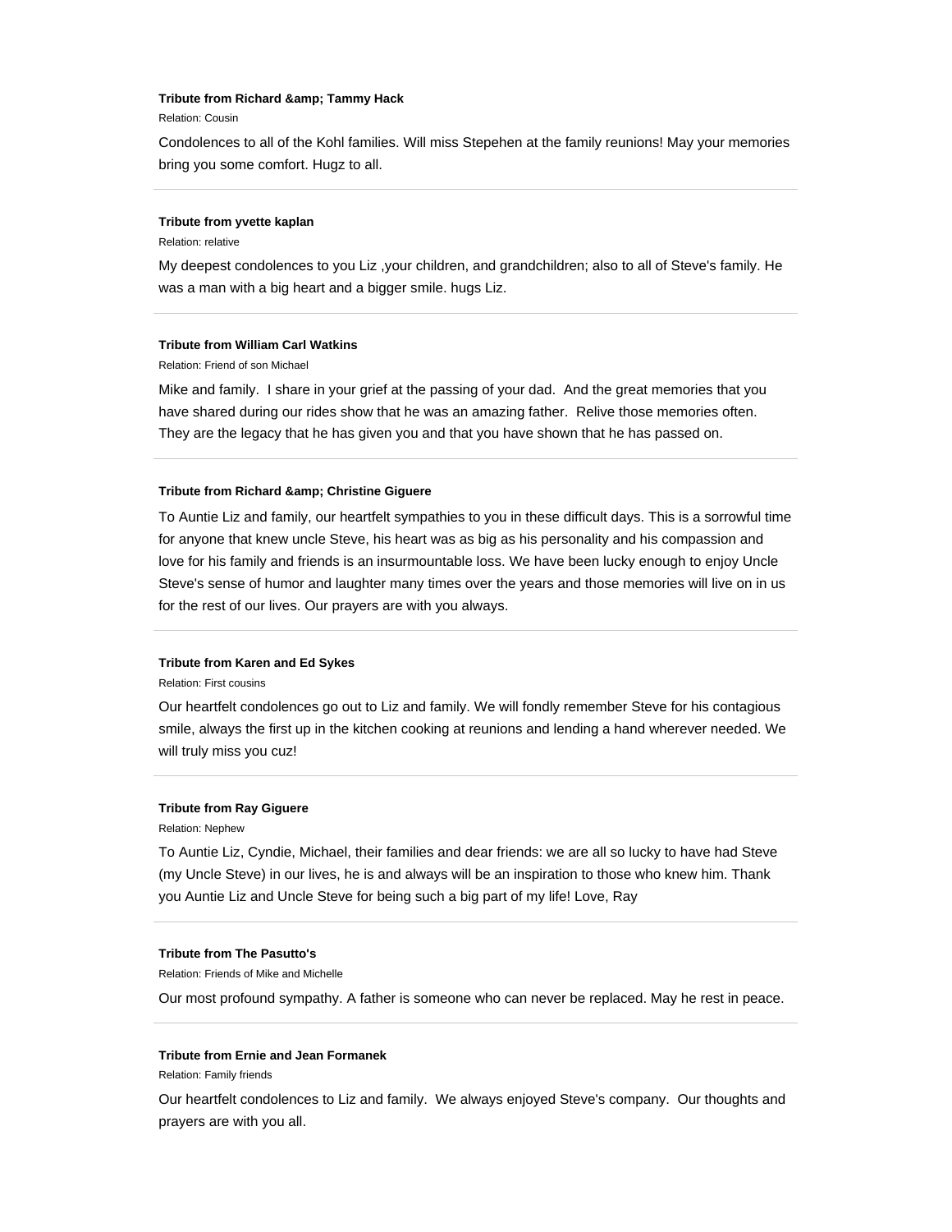**Tribute from Richard &amp; Tammy Hack**

Relation: Cousin

Condolences to all of the Kohl families. Will miss Stepehen at the family reunions! May your memories bring you some comfort. Hugz to all.

---

**Tribute from yvette kaplan**

Relation: relative

My deepest condolences to you Liz ,your children, and grandchildren; also to all of Steve's family. He was a man with a big heart and a bigger smile. hugs Liz.

---

**Tribute from William Carl Watkins**

Relation: Friend of son Michael

Mike and family. I share in your grief at the passing of your dad. And the great memories that you have shared during our rides show that he was an amazing father. Relive those memories often. They are the legacy that he has given you and that you have shown that he has passed on.

---

**Tribute from Richard &amp; Christine Giguere**

To Auntie Liz and family, our heartfelt sympathies to you in these difficult days. This is a sorrowful time for anyone that knew uncle Steve, his heart was as big as his personality and his compassion and love for his family and friends is an insurmountable loss. We have been lucky enough to enjoy Uncle Steve's sense of humor and laughter many times over the years and those memories will live on in us for the rest of our lives. Our prayers are with you always.

---

**Tribute from Karen and Ed Sykes**

Relation: First cousins

Our heartfelt condolences go out to Liz and family. We will fondly remember Steve for his contagious smile, always the first up in the kitchen cooking at reunions and lending a hand wherever needed. We will truly miss you cuz!

---

**Tribute from Ray Giguere**

Relation: Nephew

To Auntie Liz, Cyndie, Michael, their families and dear friends: we are all so lucky to have had Steve (my Uncle Steve) in our lives, he is and always will be an inspiration to those who knew him. Thank you Auntie Liz and Uncle Steve for being such a big part of my life! Love, Ray

---

**Tribute from The Pasutto's**

Relation: Friends of Mike and Michelle

Our most profound sympathy. A father is someone who can never be replaced. May he rest in peace.

---

**Tribute from Ernie and Jean Formanek**

Relation: Family friends

Our heartfelt condolences to Liz and family. We always enjoyed Steve's company. Our thoughts and prayers are with you all.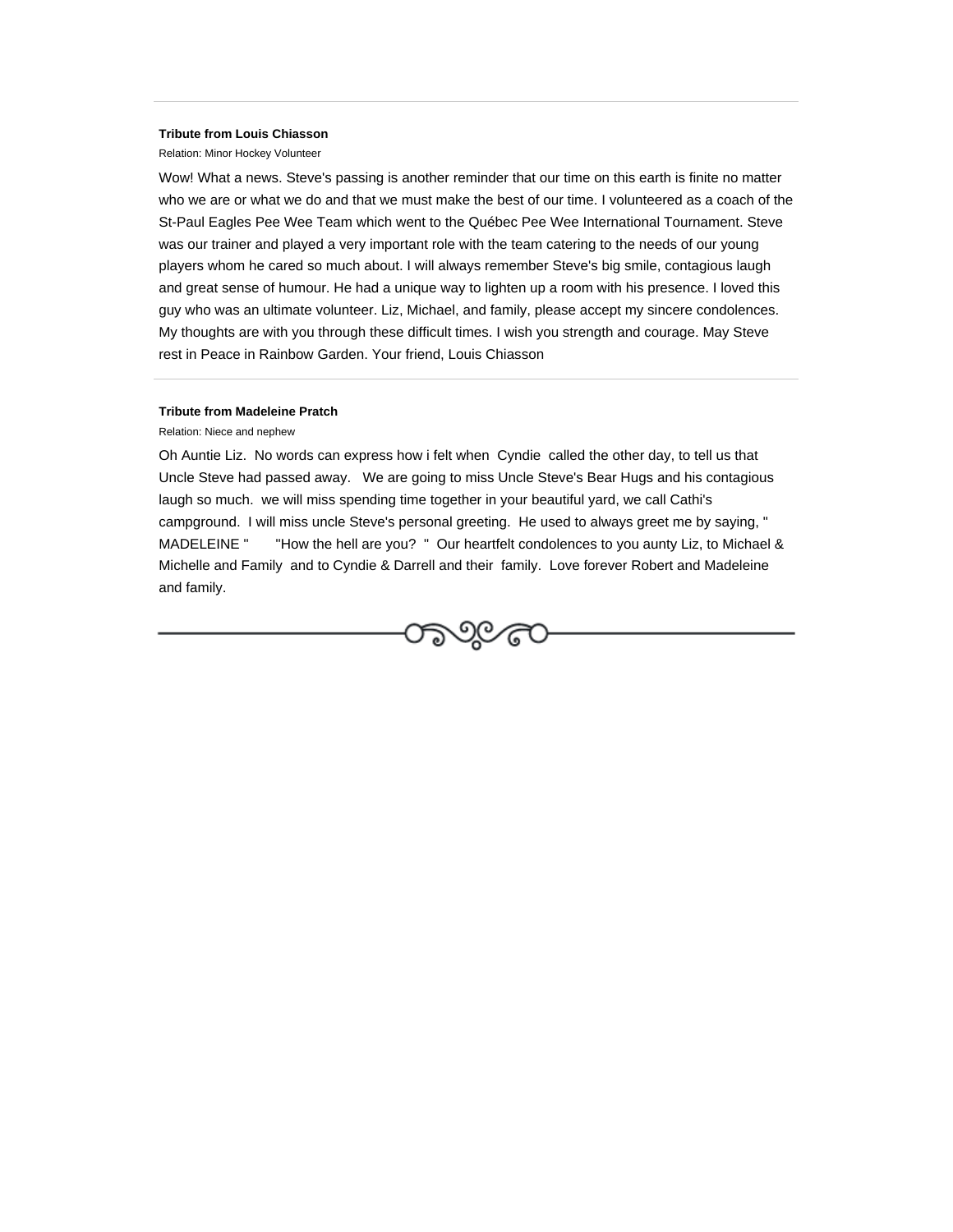---

**Tribute from Louis Chiasson**

Relation: Minor Hockey Volunteer

Wow! What a news. Steve's passing is another reminder that our time on this earth is finite no matter who we are or what we do and that we must make the best of our time. I volunteered as a coach of the St-Paul Eagles Pee Wee Team which went to the Québec Pee Wee International Tournament. Steve was our trainer and played a very important role with the team catering to the needs of our young players whom he cared so much about. I will always remember Steve's big smile, contagious laugh and great sense of humour. He had a unique way to lighten up a room with his presence. I loved this guy who was an ultimate volunteer. Liz, Michael, and family, please accept my sincere condolences. My thoughts are with you through these difficult times. I wish you strength and courage. May Steve rest in Peace in Rainbow Garden. Your friend, Louis Chiasson

---

**Tribute from Madeleine Pratch**

Relation: Niece and nephew

Oh Auntie Liz. No words can express how i felt when Cyndie called the other day, to tell us that Uncle Steve had passed away. We are going to miss Uncle Steve's Bear Hugs and his contagious laugh so much. we will miss spending time together in your beautiful yard, we call Cathi's campground. I will miss uncle Steve's personal greeting. He used to always greet me by saying, " MADELEINE " "How the hell are you? " Our heartfelt condolences to you aunty Liz, to Michael & Michelle and Family and to Cyndie & Darrell and their family. Love forever Robert and Madeleine and family.